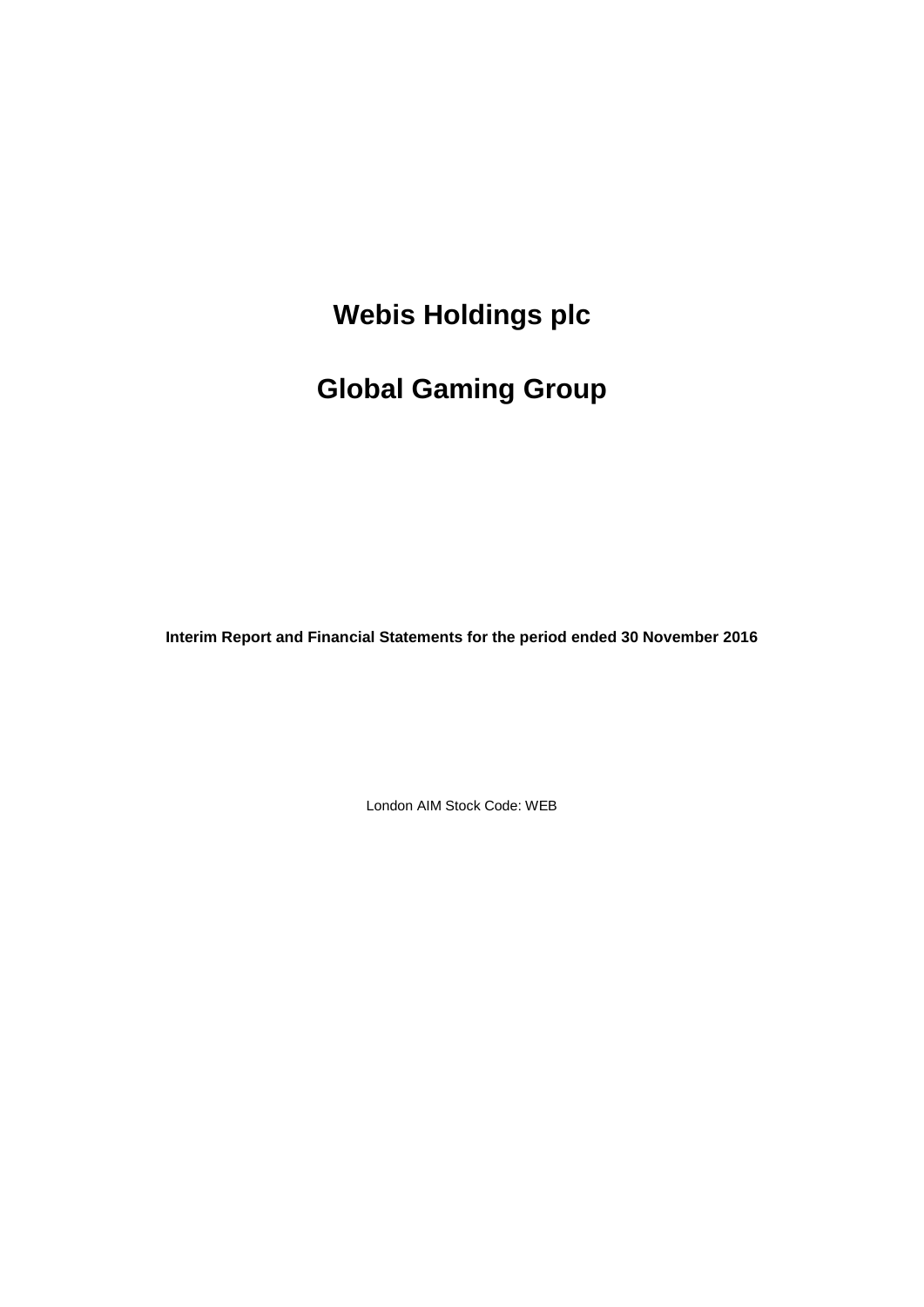# Webis Holdings plc

# Global Gaming Group

**Interim Report and Financial Statements for the period ended 30 November 2016**

London AIM Stock Code: WEB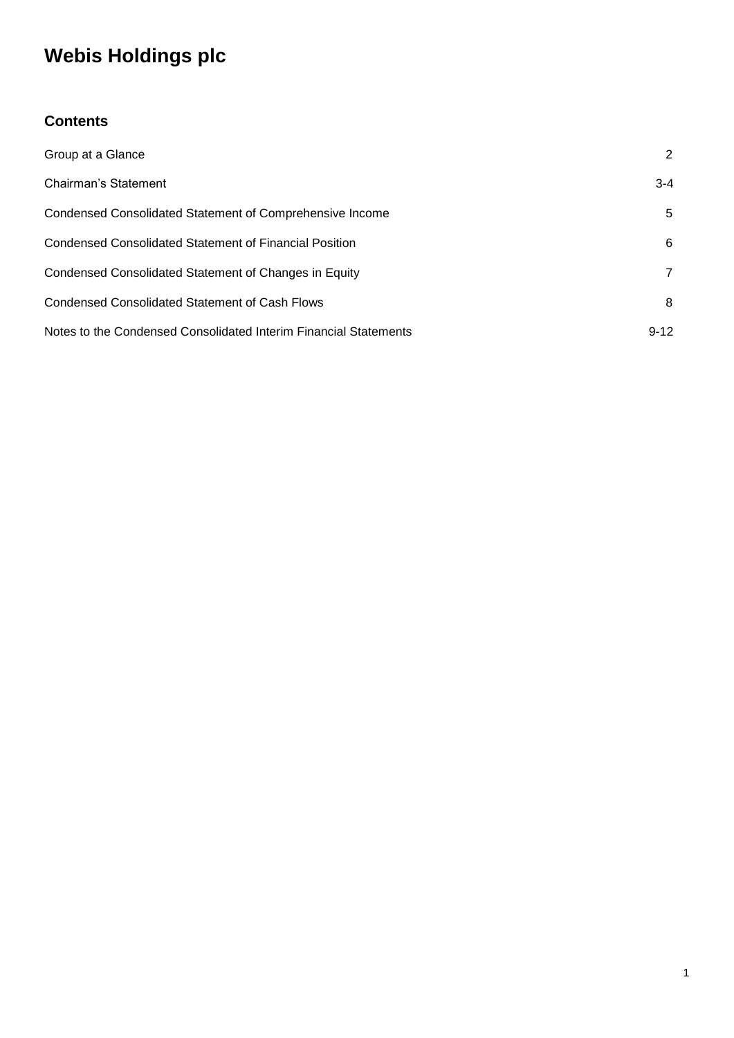# Webis Holdings plc

## Contents

| | |
|---|---|
| Group at a Glance | 2 |
| Chairman's Statement | 3-4 |
| Condensed Consolidated Statement of Comprehensive Income | 5 |
| Condensed Consolidated Statement of Financial Position | 6 |
| Condensed Consolidated Statement of Changes in Equity | 7 |
| Condensed Consolidated Statement of Cash Flows | 8 |
| Notes to the Condensed Consolidated Interim Financial Statements | 9-12 |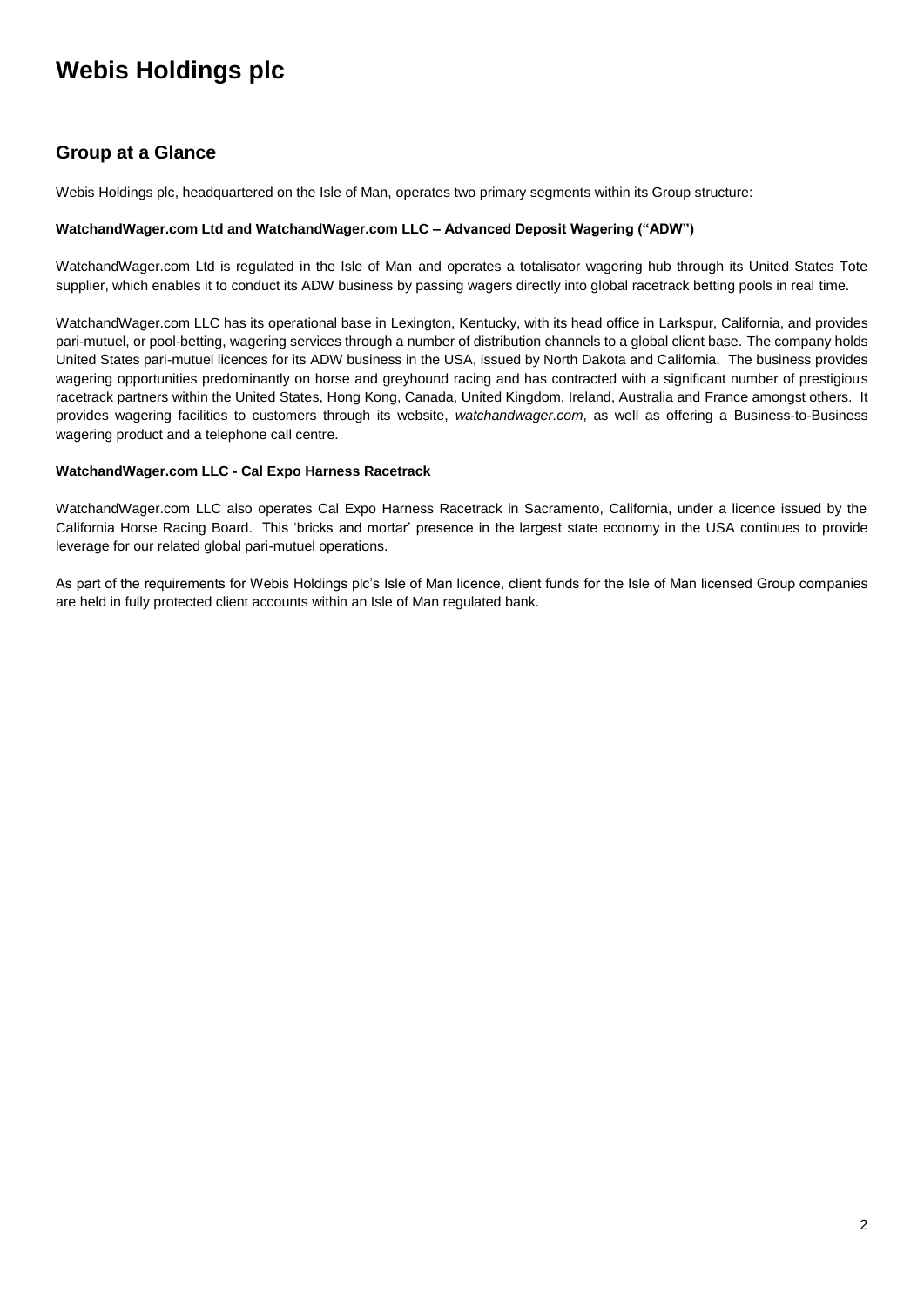# Webis Holdings plc

## Group at a Glance

Webis Holdings plc, headquartered on the Isle of Man, operates two primary segments within its Group structure:

**WatchandWager.com Ltd and WatchandWager.com LLC – Advanced Deposit Wagering ("ADW")**

WatchandWager.com Ltd is regulated in the Isle of Man and operates a totalisator wagering hub through its United States Tote supplier, which enables it to conduct its ADW business by passing wagers directly into global racetrack betting pools in real time.

WatchandWager.com LLC has its operational base in Lexington, Kentucky, with its head office in Larkspur, California, and provides pari-mutuel, or pool-betting, wagering services through a number of distribution channels to a global client base. The company holds United States pari-mutuel licences for its ADW business in the USA, issued by North Dakota and California. The business provides wagering opportunities predominantly on horse and greyhound racing and has contracted with a significant number of prestigious racetrack partners within the United States, Hong Kong, Canada, United Kingdom, Ireland, Australia and France amongst others. It provides wagering facilities to customers through its website, *watchandwager.com*, as well as offering a Business-to-Business wagering product and a telephone call centre.

**WatchandWager.com LLC - Cal Expo Harness Racetrack**

WatchandWager.com LLC also operates Cal Expo Harness Racetrack in Sacramento, California, under a licence issued by the California Horse Racing Board. This 'bricks and mortar' presence in the largest state economy in the USA continues to provide leverage for our related global pari-mutuel operations.

As part of the requirements for Webis Holdings plc's Isle of Man licence, client funds for the Isle of Man licensed Group companies are held in fully protected client accounts within an Isle of Man regulated bank.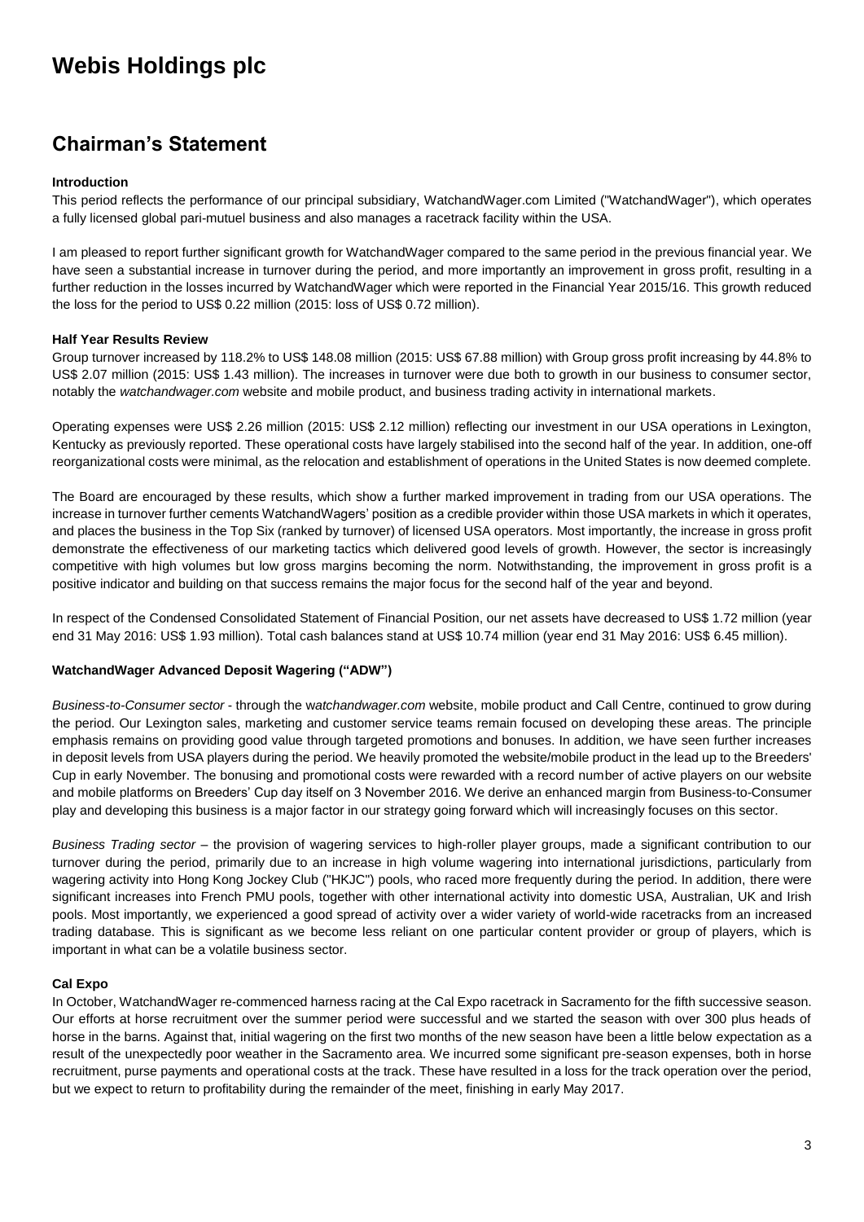# Webis Holdings plc

## Chairman's Statement

### Introduction

This period reflects the performance of our principal subsidiary, WatchandWager.com Limited ("WatchandWager"), which operates a fully licensed global pari-mutuel business and also manages a racetrack facility within the USA.

I am pleased to report further significant growth for WatchandWager compared to the same period in the previous financial year. We have seen a substantial increase in turnover during the period, and more importantly an improvement in gross profit, resulting in a further reduction in the losses incurred by WatchandWager which were reported in the Financial Year 2015/16. This growth reduced the loss for the period to US$ 0.22 million (2015: loss of US$ 0.72 million).

### Half Year Results Review

Group turnover increased by 118.2% to US$ 148.08 million (2015: US$ 67.88 million) with Group gross profit increasing by 44.8% to US$ 2.07 million (2015: US$ 1.43 million). The increases in turnover were due both to growth in our business to consumer sector, notably the *watchandwager.com* website and mobile product, and business trading activity in international markets.

Operating expenses were US$ 2.26 million (2015: US$ 2.12 million) reflecting our investment in our USA operations in Lexington, Kentucky as previously reported. These operational costs have largely stabilised into the second half of the year. In addition, one-off reorganizational costs were minimal, as the relocation and establishment of operations in the United States is now deemed complete.

The Board are encouraged by these results, which show a further marked improvement in trading from our USA operations. The increase in turnover further cements WatchandWagers' position as a credible provider within those USA markets in which it operates, and places the business in the Top Six (ranked by turnover) of licensed USA operators. Most importantly, the increase in gross profit demonstrate the effectiveness of our marketing tactics which delivered good levels of growth. However, the sector is increasingly competitive with high volumes but low gross margins becoming the norm. Notwithstanding, the improvement in gross profit is a positive indicator and building on that success remains the major focus for the second half of the year and beyond.

In respect of the Condensed Consolidated Statement of Financial Position, our net assets have decreased to US$ 1.72 million (year end 31 May 2016: US$ 1.93 million). Total cash balances stand at US$ 10.74 million (year end 31 May 2016: US$ 6.45 million).

### WatchandWager Advanced Deposit Wagering ("ADW")

*Business-to-Consumer sector* - through the w*atchandwager.com* website, mobile product and Call Centre, continued to grow during the period. Our Lexington sales, marketing and customer service teams remain focused on developing these areas. The principle emphasis remains on providing good value through targeted promotions and bonuses. In addition, we have seen further increases in deposit levels from USA players during the period. We heavily promoted the website/mobile product in the lead up to the Breeders' Cup in early November. The bonusing and promotional costs were rewarded with a record number of active players on our website and mobile platforms on Breeders' Cup day itself on 3 November 2016. We derive an enhanced margin from Business-to-Consumer play and developing this business is a major factor in our strategy going forward which will increasingly focuses on this sector.

*Business Trading sector* – the provision of wagering services to high-roller player groups, made a significant contribution to our turnover during the period, primarily due to an increase in high volume wagering into international jurisdictions, particularly from wagering activity into Hong Kong Jockey Club ("HKJC") pools, who raced more frequently during the period. In addition, there were significant increases into French PMU pools, together with other international activity into domestic USA, Australian, UK and Irish pools. Most importantly, we experienced a good spread of activity over a wider variety of world-wide racetracks from an increased trading database. This is significant as we become less reliant on one particular content provider or group of players, which is important in what can be a volatile business sector.

### Cal Expo

In October, WatchandWager re-commenced harness racing at the Cal Expo racetrack in Sacramento for the fifth successive season. Our efforts at horse recruitment over the summer period were successful and we started the season with over 300 plus heads of horse in the barns. Against that, initial wagering on the first two months of the new season have been a little below expectation as a result of the unexpectedly poor weather in the Sacramento area. We incurred some significant pre-season expenses, both in horse recruitment, purse payments and operational costs at the track. These have resulted in a loss for the track operation over the period, but we expect to return to profitability during the remainder of the meet, finishing in early May 2017.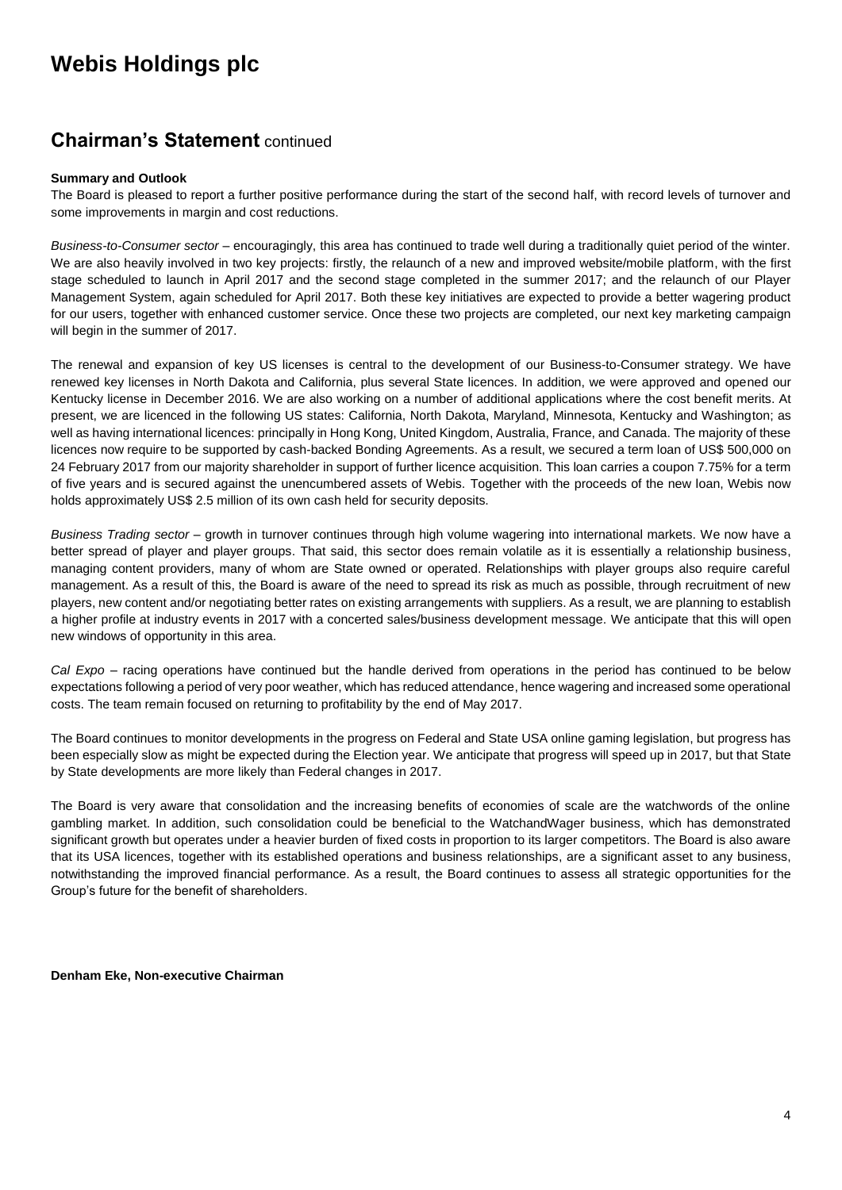# Webis Holdings plc

## Chairman's Statement continued

**Summary and Outlook**

The Board is pleased to report a further positive performance during the start of the second half, with record levels of turnover and some improvements in margin and cost reductions.

*Business-to-Consumer sector* – encouragingly, this area has continued to trade well during a traditionally quiet period of the winter. We are also heavily involved in two key projects: firstly, the relaunch of a new and improved website/mobile platform, with the first stage scheduled to launch in April 2017 and the second stage completed in the summer 2017; and the relaunch of our Player Management System, again scheduled for April 2017. Both these key initiatives are expected to provide a better wagering product for our users, together with enhanced customer service. Once these two projects are completed, our next key marketing campaign will begin in the summer of 2017.

The renewal and expansion of key US licenses is central to the development of our Business-to-Consumer strategy. We have renewed key licenses in North Dakota and California, plus several State licences. In addition, we were approved and opened our Kentucky license in December 2016. We are also working on a number of additional applications where the cost benefit merits. At present, we are licenced in the following US states: California, North Dakota, Maryland, Minnesota, Kentucky and Washington; as well as having international licences: principally in Hong Kong, United Kingdom, Australia, France, and Canada. The majority of these licences now require to be supported by cash-backed Bonding Agreements. As a result, we secured a term loan of US$ 500,000 on 24 February 2017 from our majority shareholder in support of further licence acquisition. This loan carries a coupon 7.75% for a term of five years and is secured against the unencumbered assets of Webis. Together with the proceeds of the new loan, Webis now holds approximately US$ 2.5 million of its own cash held for security deposits.

*Business Trading sector* – growth in turnover continues through high volume wagering into international markets. We now have a better spread of player and player groups. That said, this sector does remain volatile as it is essentially a relationship business, managing content providers, many of whom are State owned or operated. Relationships with player groups also require careful management. As a result of this, the Board is aware of the need to spread its risk as much as possible, through recruitment of new players, new content and/or negotiating better rates on existing arrangements with suppliers. As a result, we are planning to establish a higher profile at industry events in 2017 with a concerted sales/business development message. We anticipate that this will open new windows of opportunity in this area.

*Cal Expo* – racing operations have continued but the handle derived from operations in the period has continued to be below expectations following a period of very poor weather, which has reduced attendance, hence wagering and increased some operational costs. The team remain focused on returning to profitability by the end of May 2017.

The Board continues to monitor developments in the progress on Federal and State USA online gaming legislation, but progress has been especially slow as might be expected during the Election year. We anticipate that progress will speed up in 2017, but that State by State developments are more likely than Federal changes in 2017.

The Board is very aware that consolidation and the increasing benefits of economies of scale are the watchwords of the online gambling market. In addition, such consolidation could be beneficial to the WatchandWager business, which has demonstrated significant growth but operates under a heavier burden of fixed costs in proportion to its larger competitors. The Board is also aware that its USA licences, together with its established operations and business relationships, are a significant asset to any business, notwithstanding the improved financial performance. As a result, the Board continues to assess all strategic opportunities for the Group's future for the benefit of shareholders.

**Denham Eke, Non-executive Chairman**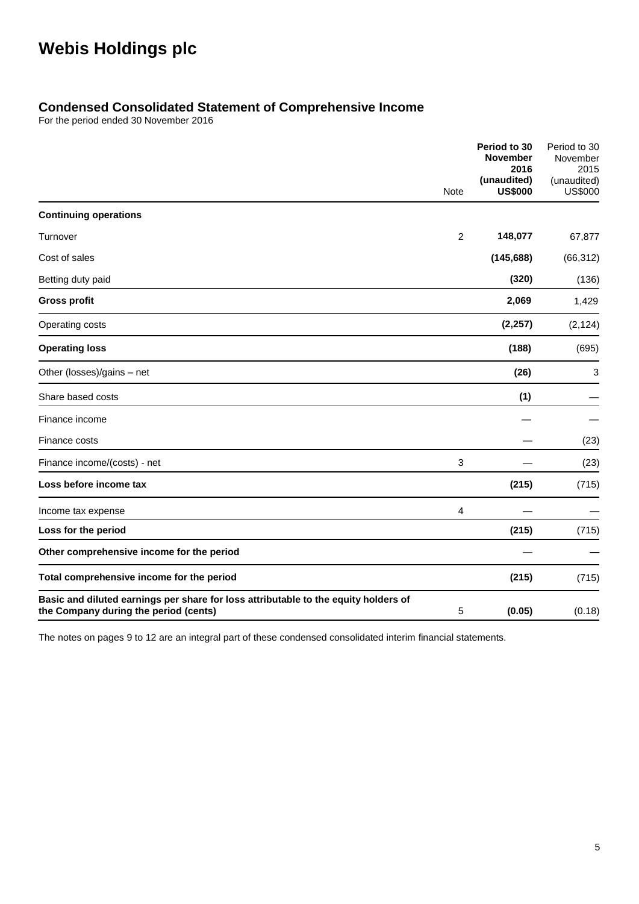# Webis Holdings plc

## Condensed Consolidated Statement of Comprehensive Income

For the period ended 30 November 2016

| | Note | **Period to 30 November 2016 (unaudited) US$000** | Period to 30 November 2015 (unaudited) US$000 |
|---|---|---|---|
| **Continuing operations** | | | |
| Turnover | 2 | **148,077** | 67,877 |
| Cost of sales | | **(145,688)** | (66,312) |
| Betting duty paid | | **(320)** | (136) |
| **Gross profit** | | **2,069** | 1,429 |
| Operating costs | | **(2,257)** | (2,124) |
| **Operating loss** | | **(188)** | (695) |
| Other (losses)/gains – net | | **(26)** | 3 |
| Share based costs | | **(1)** | — |
| Finance income | | — | — |
| Finance costs | | — | (23) |
| Finance income/(costs) - net | 3 | — | (23) |
| **Loss before income tax** | | **(215)** | (715) |
| Income tax expense | 4 | — | — |
| **Loss for the period** | | **(215)** | (715) |
| **Other comprehensive income for the period** | | — | **—** |
| **Total comprehensive income for the period** | | **(215)** | (715) |
| **Basic and diluted earnings per share for loss attributable to the equity holders of the Company during the period (cents)** | 5 | **(0.05)** | (0.18) |

The notes on pages 9 to 12 are an integral part of these condensed consolidated interim financial statements.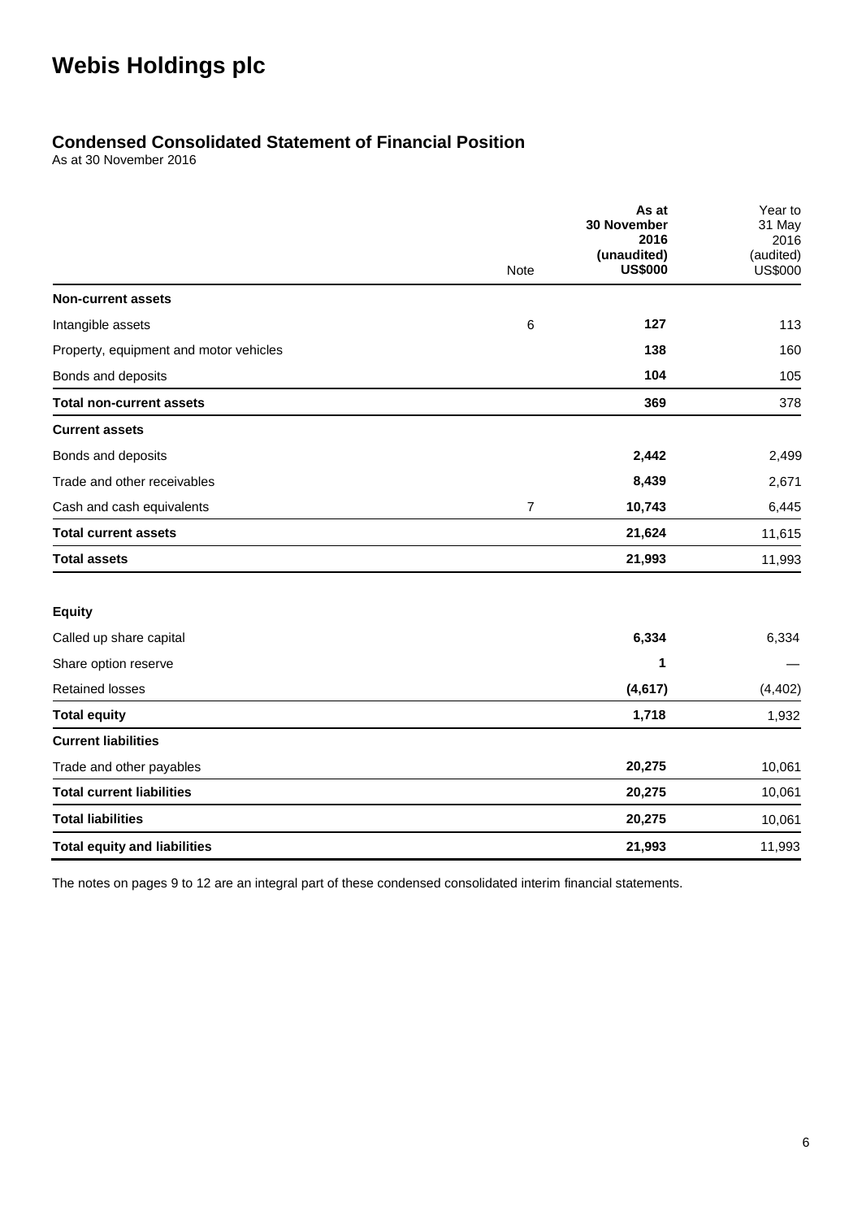# Webis Holdings plc

## Condensed Consolidated Statement of Financial Position

As at 30 November 2016

| | Note | **As at 30 November 2016 (unaudited) US$000** | Year to 31 May 2016 (audited) US$000 |
|---|---|---|---|
| **Non-current assets** | | | |
| Intangible assets | 6 | **127** | 113 |
| Property, equipment and motor vehicles | | **138** | 160 |
| Bonds and deposits | | **104** | 105 |
| **Total non-current assets** | | **369** | 378 |
| **Current assets** | | | |
| Bonds and deposits | | **2,442** | 2,499 |
| Trade and other receivables | | **8,439** | 2,671 |
| Cash and cash equivalents | 7 | **10,743** | 6,445 |
| **Total current assets** | | **21,624** | 11,615 |
| **Total assets** | | **21,993** | 11,993 |
| | | | |
| **Equity** | | | |
| Called up share capital | | **6,334** | 6,334 |
| Share option reserve | | **1** | — |
| Retained losses | | **(4,617)** | (4,402) |
| **Total equity** | | **1,718** | 1,932 |
| **Current liabilities** | | | |
| Trade and other payables | | **20,275** | 10,061 |
| **Total current liabilities** | | **20,275** | 10,061 |
| **Total liabilities** | | **20,275** | 10,061 |
| **Total equity and liabilities** | | **21,993** | 11,993 |

The notes on pages 9 to 12 are an integral part of these condensed consolidated interim financial statements.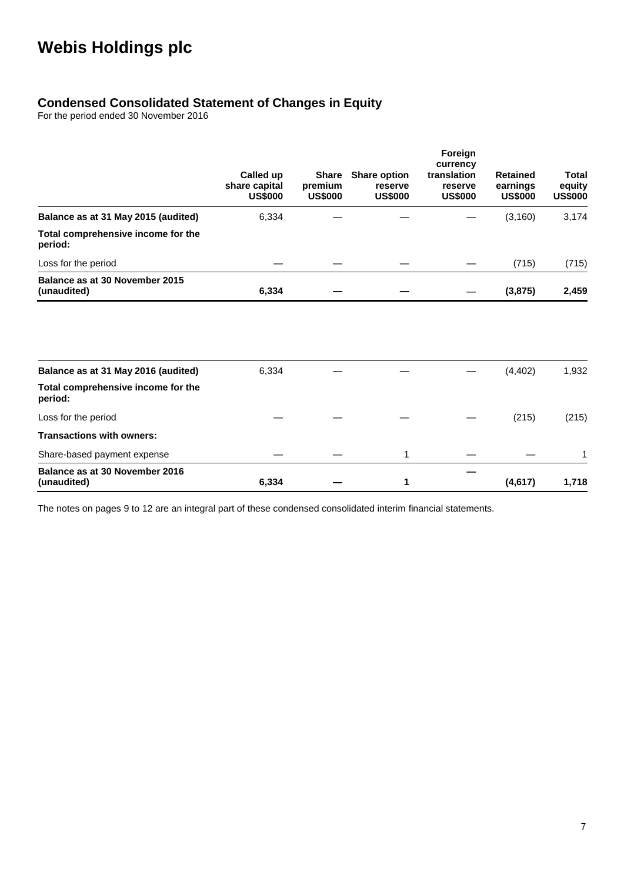# Webis Holdings plc

## Condensed Consolidated Statement of Changes in Equity

For the period ended 30 November 2016

| | Called up share capital US$000 | Share premium US$000 | Share option reserve US$000 | Foreign currency translation reserve US$000 | Retained earnings US$000 | Total equity US$000 |
|---|---|---|---|---|---|---|
| **Balance as at 31 May 2015 (audited)** | 6,334 | — | — | — | (3,160) | 3,174 |
| **Total comprehensive income for the period:** | | | | | | |
| Loss for the period | — | — | — | — | (715) | (715) |
| **Balance as at 30 November 2015 (unaudited)** | **6,334** | **—** | **—** | — | **(3,875)** | **2,459** |
| | | | | | | |
| **Balance as at 31 May 2016 (audited)** | 6,334 | — | — | — | (4,402) | 1,932 |
| **Total comprehensive income for the period:** | | | | | | |
| Loss for the period | — | — | — | — | (215) | (215) |
| **Transactions with owners:** | | | | | | |
| Share-based payment expense | — | — | 1 | — | — | 1 |
| **Balance as at 30 November 2016 (unaudited)** | **6,334** | **—** | **1** | **—** | **(4,617)** | **1,718** |

The notes on pages 9 to 12 are an integral part of these condensed consolidated interim financial statements.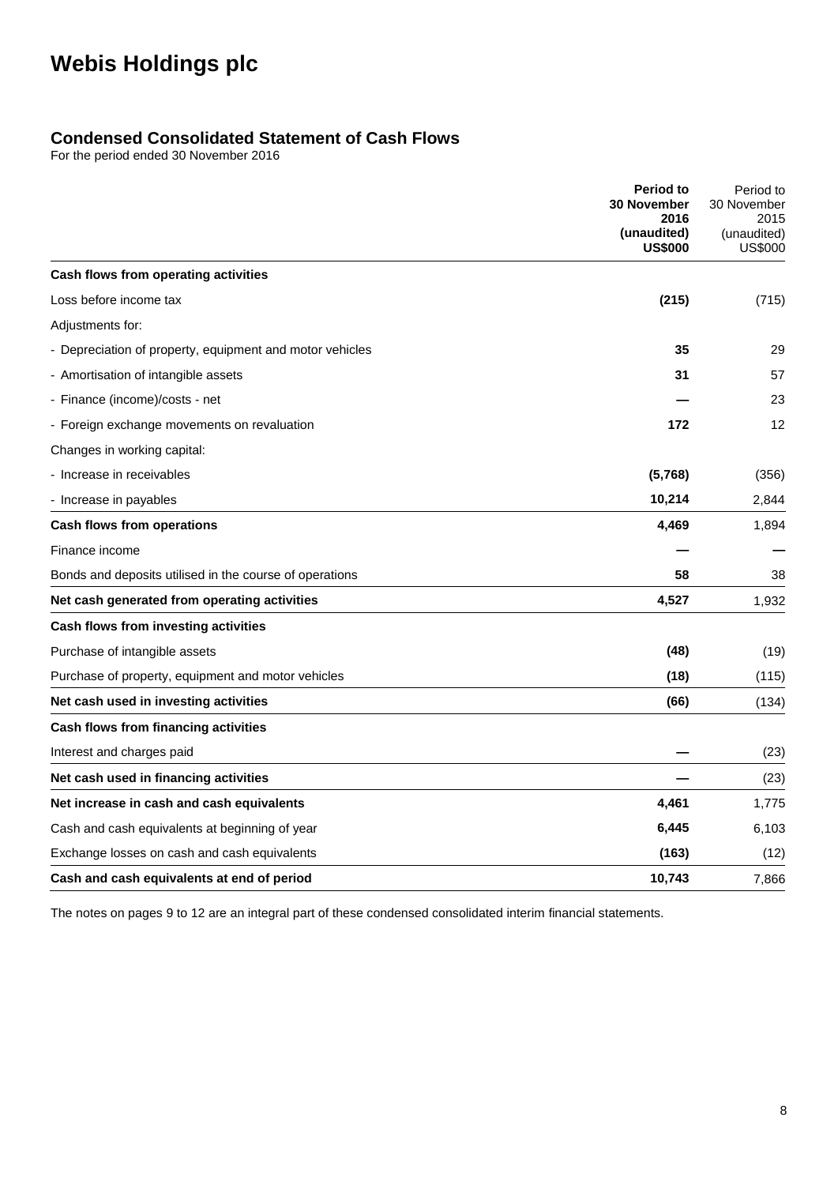# Webis Holdings plc

## Condensed Consolidated Statement of Cash Flows

For the period ended 30 November 2016

| | **Period to 30 November 2016 (unaudited) US$000** | Period to 30 November 2015 (unaudited) US$000 |
|---|---|---|
| **Cash flows from operating activities** | | |
| Loss before income tax | **(215)** | (715) |
| Adjustments for: | | |
| - Depreciation of property, equipment and motor vehicles | **35** | 29 |
| - Amortisation of intangible assets | **31** | 57 |
| - Finance (income)/costs - net | **—** | 23 |
| - Foreign exchange movements on revaluation | **172** | 12 |
| Changes in working capital: | | |
| - Increase in receivables | **(5,768)** | (356) |
| - Increase in payables | **10,214** | 2,844 |
| **Cash flows from operations** | **4,469** | 1,894 |
| Finance income | **—** | — |
| Bonds and deposits utilised in the course of operations | **58** | 38 |
| **Net cash generated from operating activities** | **4,527** | 1,932 |
| **Cash flows from investing activities** | | |
| Purchase of intangible assets | **(48)** | (19) |
| Purchase of property, equipment and motor vehicles | **(18)** | (115) |
| **Net cash used in investing activities** | **(66)** | (134) |
| **Cash flows from financing activities** | | |
| Interest and charges paid | **—** | (23) |
| **Net cash used in financing activities** | **—** | (23) |
| **Net increase in cash and cash equivalents** | **4,461** | 1,775 |
| Cash and cash equivalents at beginning of year | **6,445** | 6,103 |
| Exchange losses on cash and cash equivalents | **(163)** | (12) |
| **Cash and cash equivalents at end of period** | **10,743** | 7,866 |

The notes on pages 9 to 12 are an integral part of these condensed consolidated interim financial statements.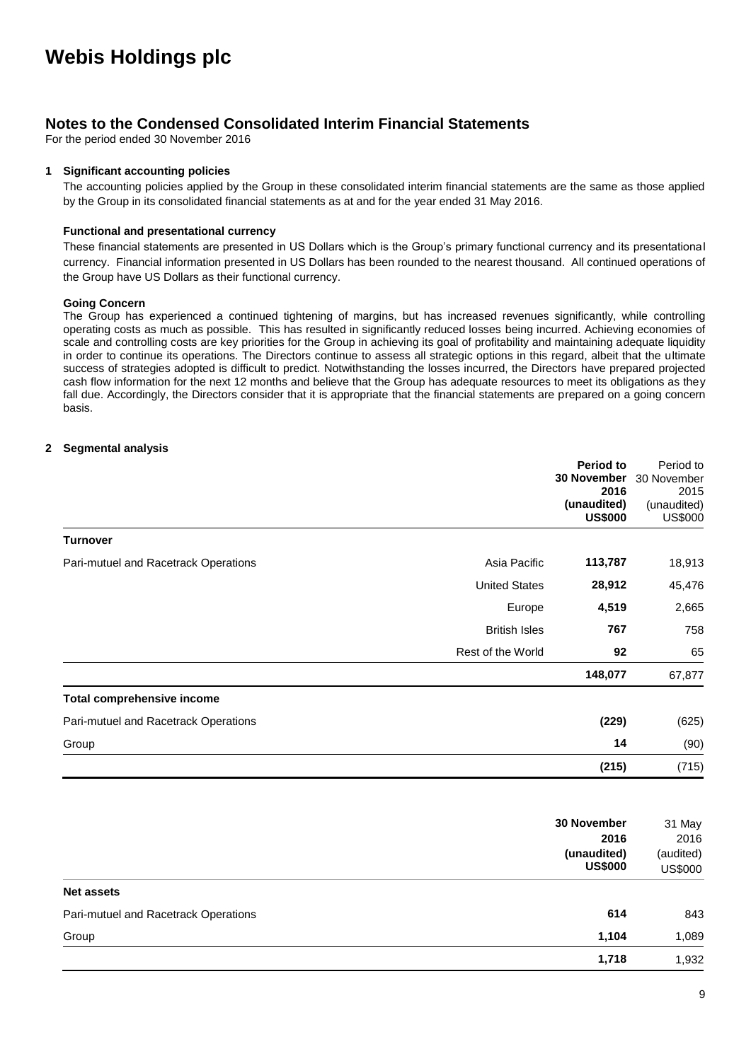# Webis Holdings plc

## Notes to the Condensed Consolidated Interim Financial Statements

For the period ended 30 November 2016

### 1 Significant accounting policies

The accounting policies applied by the Group in these consolidated interim financial statements are the same as those applied by the Group in its consolidated financial statements as at and for the year ended 31 May 2016.

#### Functional and presentational currency

These financial statements are presented in US Dollars which is the Group's primary functional currency and its presentational currency. Financial information presented in US Dollars has been rounded to the nearest thousand. All continued operations of the Group have US Dollars as their functional currency.

#### Going Concern

The Group has experienced a continued tightening of margins, but has increased revenues significantly, while controlling operating costs as much as possible. This has resulted in significantly reduced losses being incurred. Achieving economies of scale and controlling costs are key priorities for the Group in achieving its goal of profitability and maintaining adequate liquidity in order to continue its operations. The Directors continue to assess all strategic options in this regard, albeit that the ultimate success of strategies adopted is difficult to predict. Notwithstanding the losses incurred, the Directors have prepared projected cash flow information for the next 12 months and believe that the Group has adequate resources to meet its obligations as they fall due. Accordingly, the Directors consider that it is appropriate that the financial statements are prepared on a going concern basis.

### 2 Segmental analysis

| | | **Period to 30 November 2016 (unaudited) US$000** | Period to 30 November 2015 (unaudited) US$000 |
|---|---|---|---|
| **Turnover** | | | |
| Pari-mutuel and Racetrack Operations | Asia Pacific | **113,787** | 18,913 |
| | United States | **28,912** | 45,476 |
| | Europe | **4,519** | 2,665 |
| | British Isles | **767** | 758 |
| | Rest of the World | **92** | 65 |
| | | **148,077** | 67,877 |
| **Total comprehensive income** | | | |
| Pari-mutuel and Racetrack Operations | | **(229)** | (625) |
| Group | | **14** | (90) |
| | | **(215)** | (715) |

| | **30 November 2016 (unaudited) US$000** | 31 May 2016 (audited) US$000 |
|---|---|---|
| **Net assets** | | |
| Pari-mutuel and Racetrack Operations | **614** | 843 |
| Group | **1,104** | 1,089 |
| | **1,718** | 1,932 |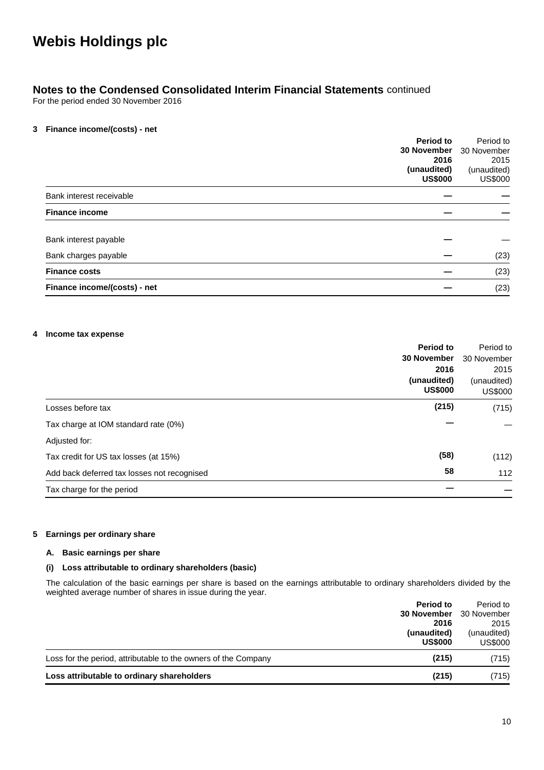# Webis Holdings plc

## Notes to the Condensed Consolidated Interim Financial Statements continued

For the period ended 30 November 2016

### 3 Finance income/(costs) - net

| | **Period to 30 November 2016 (unaudited) US$000** | Period to 30 November 2015 (unaudited) US$000 |
|---|---|---|
| Bank interest receivable | **—** | — |
| **Finance income** | **—** | — |
| Bank interest payable | **—** | — |
| Bank charges payable | **—** | (23) |
| **Finance costs** | **—** | (23) |
| **Finance income/(costs) - net** | **—** | (23) |

### 4 Income tax expense

| | **Period to 30 November 2016 (unaudited) US$000** | Period to 30 November 2015 (unaudited) US$000 |
|---|---|---|
| Losses before tax | **(215)** | (715) |
| Tax charge at IOM standard rate (0%) | **—** | — |
| Adjusted for: | | |
| Tax credit for US tax losses (at 15%) | **(58)** | (112) |
| Add back deferred tax losses not recognised | **58** | 112 |
| Tax charge for the period | **—** | — |

### 5 Earnings per ordinary share

#### A. Basic earnings per share

#### (i) Loss attributable to ordinary shareholders (basic)

The calculation of the basic earnings per share is based on the earnings attributable to ordinary shareholders divided by the weighted average number of shares in issue during the year.

| | **Period to 30 November 2016 (unaudited) US$000** | Period to 30 November 2015 (unaudited) US$000 |
|---|---|---|
| Loss for the period, attributable to the owners of the Company | **(215)** | (715) |
| **Loss attributable to ordinary shareholders** | **(215)** | (715) |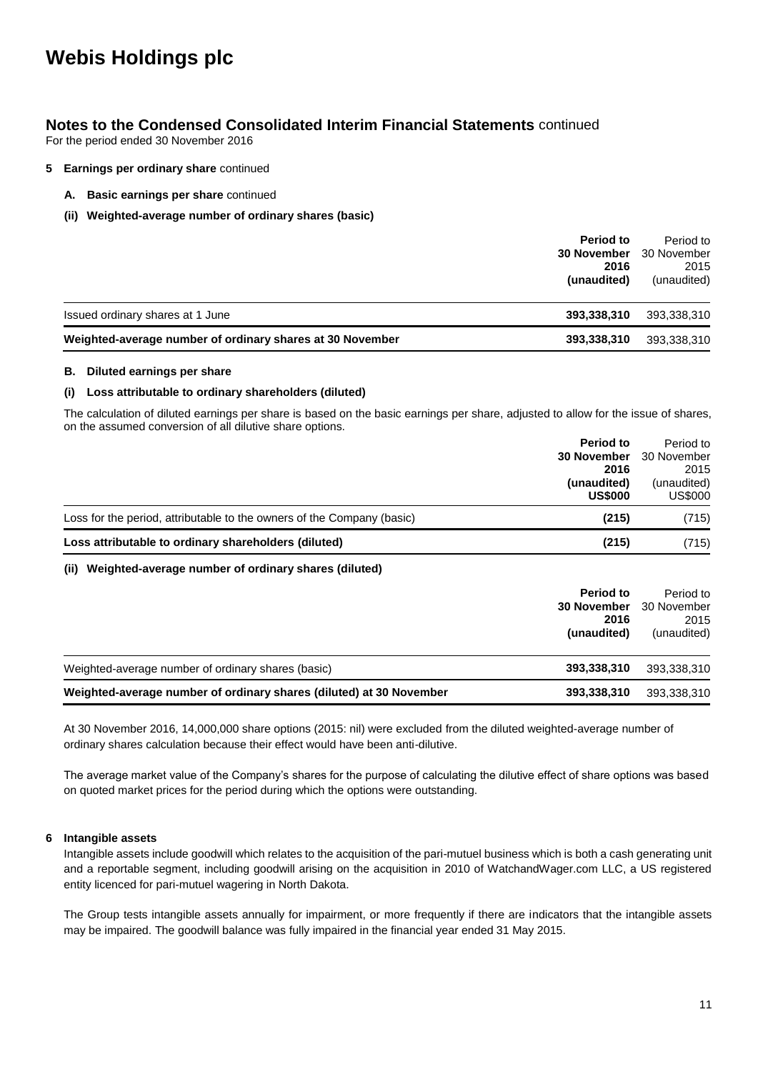# Webis Holdings plc

## Notes to the Condensed Consolidated Interim Financial Statements continued

For the period ended 30 November 2016

**5 Earnings per ordinary share** continued

**A. Basic earnings per share** continued

**(ii) Weighted-average number of ordinary shares (basic)**

| | **Period to 30 November 2016 (unaudited)** | Period to 30 November 2015 (unaudited) |
|---|---|---|
| Issued ordinary shares at 1 June | **393,338,310** | 393,338,310 |
| **Weighted-average number of ordinary shares at 30 November** | **393,338,310** | 393,338,310 |

**B. Diluted earnings per share**

**(i) Loss attributable to ordinary shareholders (diluted)**

The calculation of diluted earnings per share is based on the basic earnings per share, adjusted to allow for the issue of shares, on the assumed conversion of all dilutive share options.

| | **Period to 30 November 2016 (unaudited) US$000** | Period to 30 November 2015 (unaudited) US$000 |
|---|---|---|
| Loss for the period, attributable to the owners of the Company (basic) | **(215)** | (715) |
| **Loss attributable to ordinary shareholders (diluted)** | **(215)** | (715) |

**(ii) Weighted-average number of ordinary shares (diluted)**

| | **Period to 30 November 2016 (unaudited)** | Period to 30 November 2015 (unaudited) |
|---|---|---|
| Weighted-average number of ordinary shares (basic) | **393,338,310** | 393,338,310 |
| **Weighted-average number of ordinary shares (diluted) at 30 November** | **393,338,310** | 393,338,310 |

At 30 November 2016, 14,000,000 share options (2015: nil) were excluded from the diluted weighted-average number of ordinary shares calculation because their effect would have been anti-dilutive.

The average market value of the Company's shares for the purpose of calculating the dilutive effect of share options was based on quoted market prices for the period during which the options were outstanding.

**6 Intangible assets**

Intangible assets include goodwill which relates to the acquisition of the pari-mutuel business which is both a cash generating unit and a reportable segment, including goodwill arising on the acquisition in 2010 of WatchandWager.com LLC, a US registered entity licenced for pari-mutuel wagering in North Dakota.

The Group tests intangible assets annually for impairment, or more frequently if there are indicators that the intangible assets may be impaired. The goodwill balance was fully impaired in the financial year ended 31 May 2015.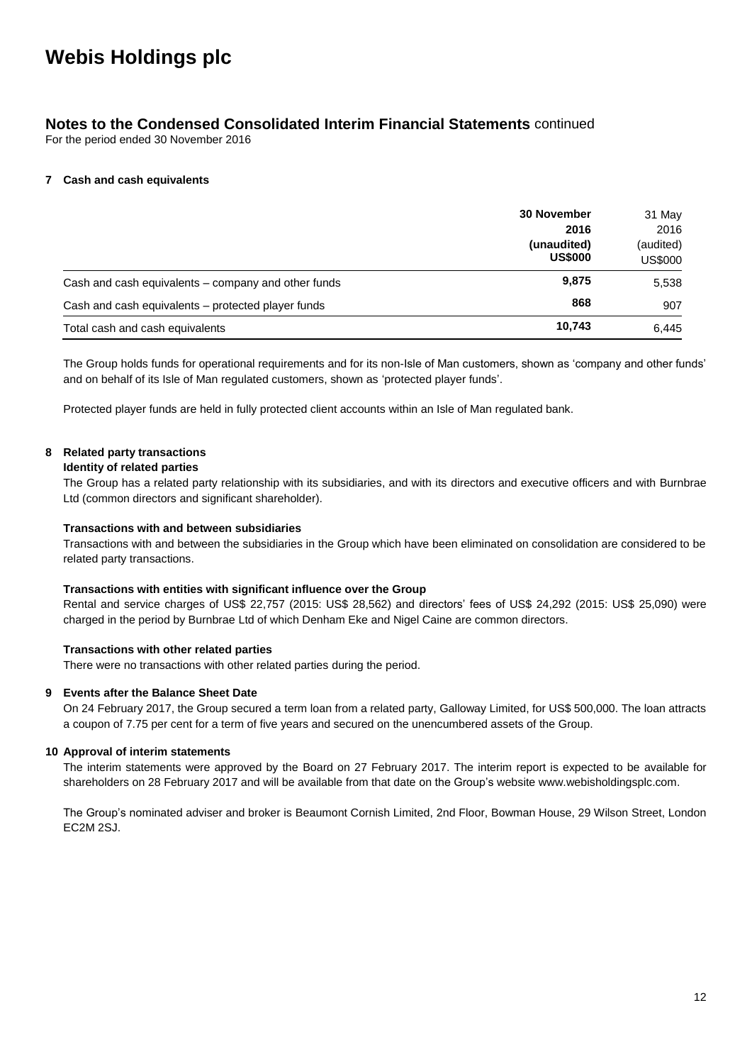# Webis Holdings plc

## Notes to the Condensed Consolidated Interim Financial Statements continued

For the period ended 30 November 2016

### 7 Cash and cash equivalents

| | **30 November 2016 (unaudited) US$000** | 31 May 2016 (audited) US$000 |
|---|---|---|
| Cash and cash equivalents – company and other funds | **9,875** | 5,538 |
| Cash and cash equivalents – protected player funds | **868** | 907 |
| Total cash and cash equivalents | **10,743** | 6,445 |

The Group holds funds for operational requirements and for its non-Isle of Man customers, shown as 'company and other funds' and on behalf of its Isle of Man regulated customers, shown as 'protected player funds'.

Protected player funds are held in fully protected client accounts within an Isle of Man regulated bank.

### 8 Related party transactions

**Identity of related parties**

The Group has a related party relationship with its subsidiaries, and with its directors and executive officers and with Burnbrae Ltd (common directors and significant shareholder).

**Transactions with and between subsidiaries**

Transactions with and between the subsidiaries in the Group which have been eliminated on consolidation are considered to be related party transactions.

**Transactions with entities with significant influence over the Group**

Rental and service charges of US$ 22,757 (2015: US$ 28,562) and directors' fees of US$ 24,292 (2015: US$ 25,090) were charged in the period by Burnbrae Ltd of which Denham Eke and Nigel Caine are common directors.

**Transactions with other related parties**

There were no transactions with other related parties during the period.

### 9 Events after the Balance Sheet Date

On 24 February 2017, the Group secured a term loan from a related party, Galloway Limited, for US$ 500,000. The loan attracts a coupon of 7.75 per cent for a term of five years and secured on the unencumbered assets of the Group.

### 10 Approval of interim statements

The interim statements were approved by the Board on 27 February 2017. The interim report is expected to be available for shareholders on 28 February 2017 and will be available from that date on the Group's website www.webisholdingsplc.com.

The Group's nominated adviser and broker is Beaumont Cornish Limited, 2nd Floor, Bowman House, 29 Wilson Street, London EC2M 2SJ.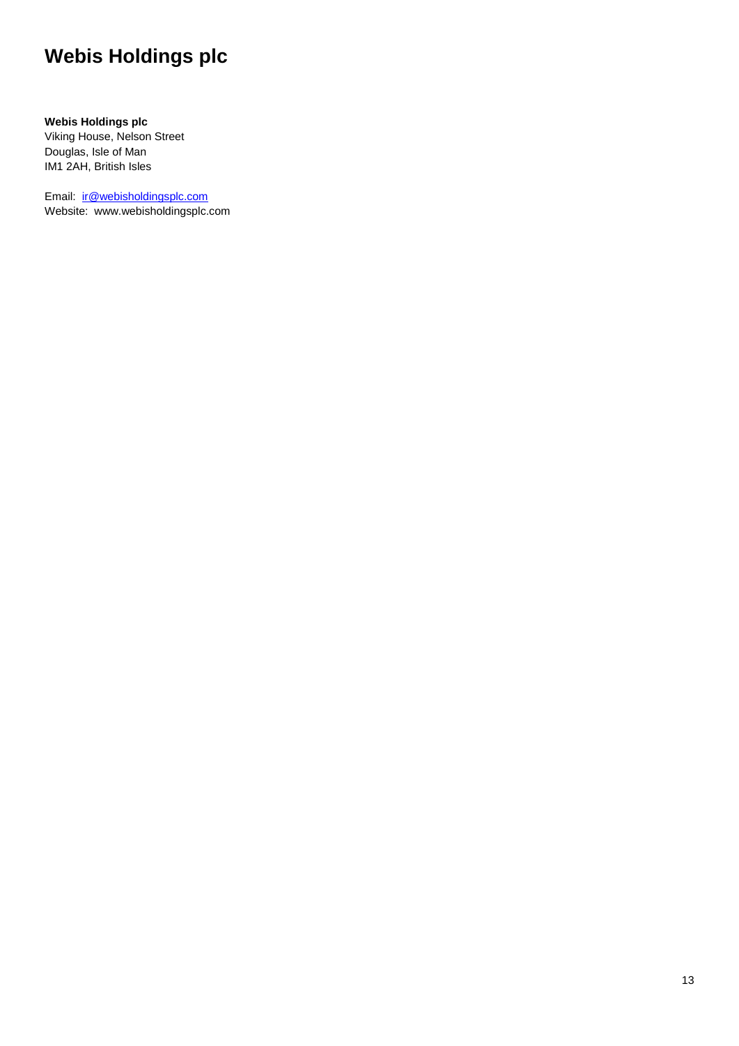# Webis Holdings plc

**Webis Holdings plc**
Viking House, Nelson Street
Douglas, Isle of Man
IM1 2AH, British Isles

Email: ir@webisholdingsplc.com
Website: www.webisholdingsplc.com